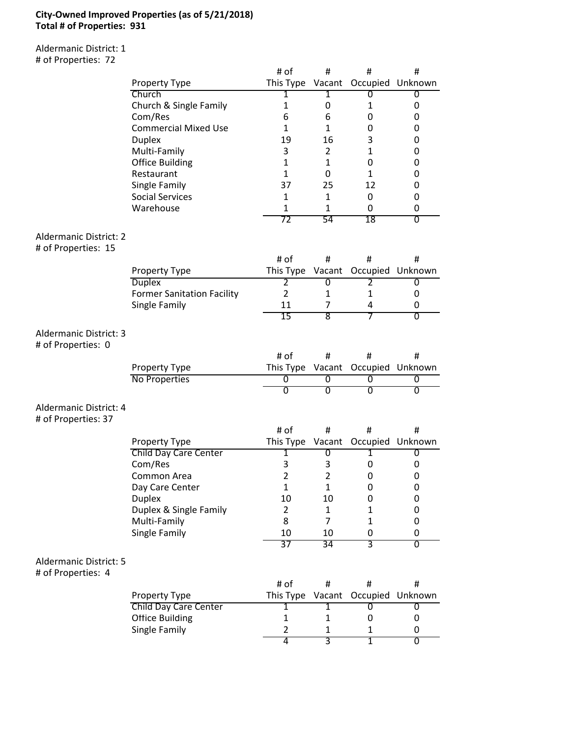**City-Owned Improved Properties (as of 5/21/2018)**
**Total # of Properties: 931**

Aldermanic District: 1
# of Properties: 72

| Property Type | # of This Type | # Vacant | # Occupied | # Unknown |
|---|---|---|---|---|
| Church | 1 | 1 | 0 | 0 |
| Church & Single Family | 1 | 0 | 1 | 0 |
| Com/Res | 6 | 6 | 0 | 0 |
| Commercial Mixed Use | 1 | 1 | 0 | 0 |
| Duplex | 19 | 16 | 3 | 0 |
| Multi-Family | 3 | 2 | 1 | 0 |
| Office Building | 1 | 1 | 0 | 0 |
| Restaurant | 1 | 0 | 1 | 0 |
| Single Family | 37 | 25 | 12 | 0 |
| Social Services | 1 | 1 | 0 | 0 |
| Warehouse | 1 | 1 | 0 | 0 |
| | 72 | 54 | 18 | 0 |

Aldermanic District: 2
# of Properties: 15

| Property Type | # of This Type | # Vacant | # Occupied | # Unknown |
|---|---|---|---|---|
| Duplex | 2 | 0 | 2 | 0 |
| Former Sanitation Facility | 2 | 1 | 1 | 0 |
| Single Family | 11 | 7 | 4 | 0 |
| | 15 | 8 | 7 | 0 |

Aldermanic District: 3
# of Properties: 0

| Property Type | # of This Type | # Vacant | # Occupied | # Unknown |
|---|---|---|---|---|
| No Properties | 0 | 0 | 0 | 0 |
| | 0 | 0 | 0 | 0 |

Aldermanic District: 4
# of Properties: 37

| Property Type | # of This Type | # Vacant | # Occupied | # Unknown |
|---|---|---|---|---|
| Child Day Care Center | 1 | 0 | 1 | 0 |
| Com/Res | 3 | 3 | 0 | 0 |
| Common Area | 2 | 2 | 0 | 0 |
| Day Care Center | 1 | 1 | 0 | 0 |
| Duplex | 10 | 10 | 0 | 0 |
| Duplex & Single Family | 2 | 1 | 1 | 0 |
| Multi-Family | 8 | 7 | 1 | 0 |
| Single Family | 10 | 10 | 0 | 0 |
| | 37 | 34 | 3 | 0 |

Aldermanic District: 5
# of Properties: 4

| Property Type | # of This Type | # Vacant | # Occupied | # Unknown |
|---|---|---|---|---|
| Child Day Care Center | 1 | 1 | 0 | 0 |
| Office Building | 1 | 1 | 0 | 0 |
| Single Family | 2 | 1 | 1 | 0 |
| | 4 | 3 | 1 | 0 |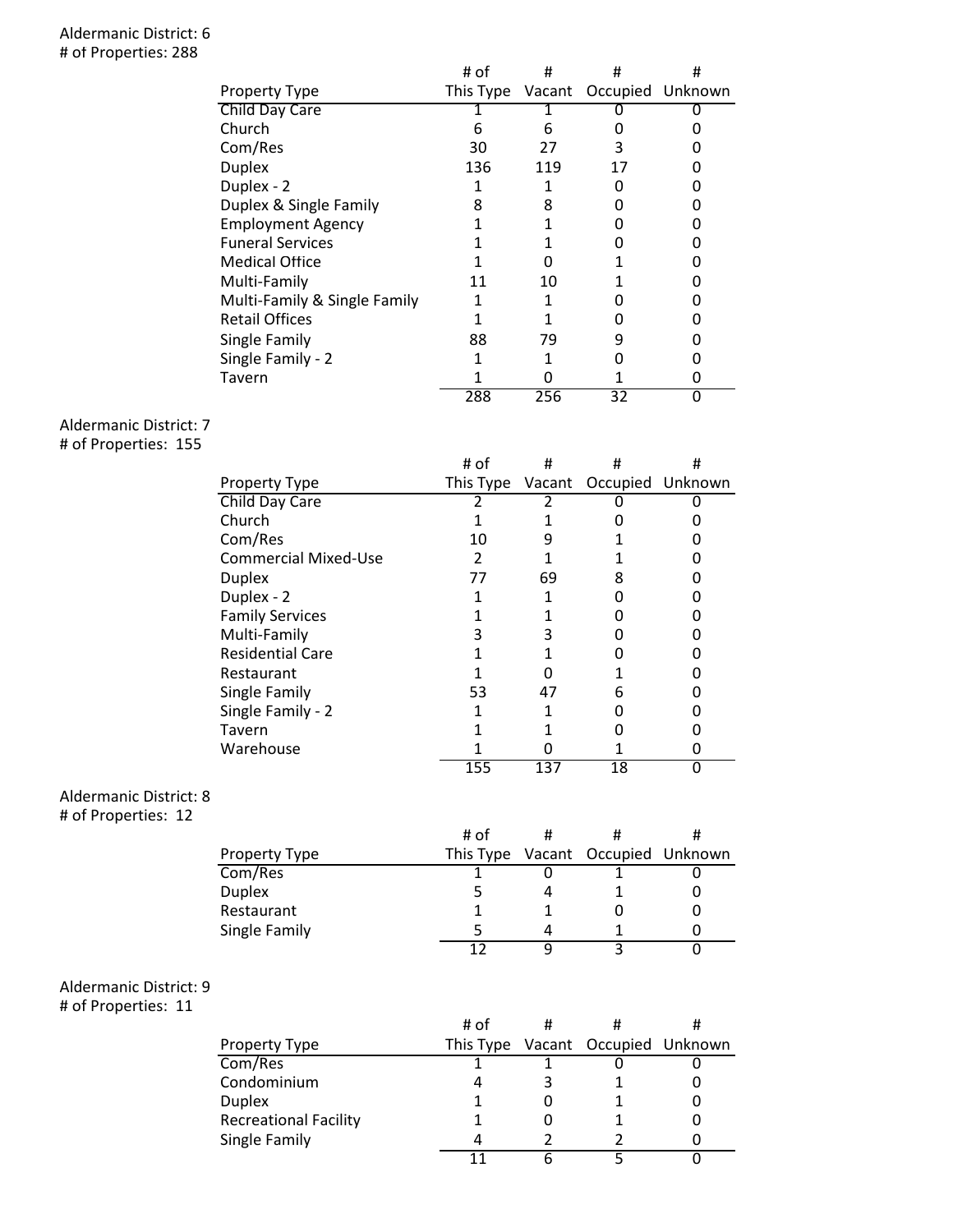Aldermanic District: 6
# of Properties: 288

| Property Type | # of This Type | # Vacant | # Occupied | # Unknown |
|---|---|---|---|---|
| Child Day Care | 1 | 1 | 0 | 0 |
| Church | 6 | 6 | 0 | 0 |
| Com/Res | 30 | 27 | 3 | 0 |
| Duplex | 136 | 119 | 17 | 0 |
| Duplex - 2 | 1 | 1 | 0 | 0 |
| Duplex & Single Family | 8 | 8 | 0 | 0 |
| Employment Agency | 1 | 1 | 0 | 0 |
| Funeral Services | 1 | 1 | 0 | 0 |
| Medical Office | 1 | 0 | 1 | 0 |
| Multi-Family | 11 | 10 | 1 | 0 |
| Multi-Family & Single Family | 1 | 1 | 0 | 0 |
| Retail Offices | 1 | 1 | 0 | 0 |
| Single Family | 88 | 79 | 9 | 0 |
| Single Family - 2 | 1 | 1 | 0 | 0 |
| Tavern | 1 | 0 | 1 | 0 |
| | 288 | 256 | 32 | 0 |

Aldermanic District: 7
# of Properties: 155

| Property Type | # of This Type | # Vacant | # Occupied | # Unknown |
|---|---|---|---|---|
| Child Day Care | 2 | 2 | 0 | 0 |
| Church | 1 | 1 | 0 | 0 |
| Com/Res | 10 | 9 | 1 | 0 |
| Commercial Mixed-Use | 2 | 1 | 1 | 0 |
| Duplex | 77 | 69 | 8 | 0 |
| Duplex - 2 | 1 | 1 | 0 | 0 |
| Family Services | 1 | 1 | 0 | 0 |
| Multi-Family | 3 | 3 | 0 | 0 |
| Residential Care | 1 | 1 | 0 | 0 |
| Restaurant | 1 | 0 | 1 | 0 |
| Single Family | 53 | 47 | 6 | 0 |
| Single Family - 2 | 1 | 1 | 0 | 0 |
| Tavern | 1 | 1 | 0 | 0 |
| Warehouse | 1 | 0 | 1 | 0 |
| | 155 | 137 | 18 | 0 |

Aldermanic District: 8
# of Properties: 12

| Property Type | # of This Type | # Vacant | # Occupied | # Unknown |
|---|---|---|---|---|
| Com/Res | 1 | 0 | 1 | 0 |
| Duplex | 5 | 4 | 1 | 0 |
| Restaurant | 1 | 1 | 0 | 0 |
| Single Family | 5 | 4 | 1 | 0 |
| | 12 | 9 | 3 | 0 |

Aldermanic District: 9
# of Properties: 11

| Property Type | # of This Type | # Vacant | # Occupied | # Unknown |
|---|---|---|---|---|
| Com/Res | 1 | 1 | 0 | 0 |
| Condominium | 4 | 3 | 1 | 0 |
| Duplex | 1 | 0 | 1 | 0 |
| Recreational Facility | 1 | 0 | 1 | 0 |
| Single Family | 4 | 2 | 2 | 0 |
| | 11 | 6 | 5 | 0 |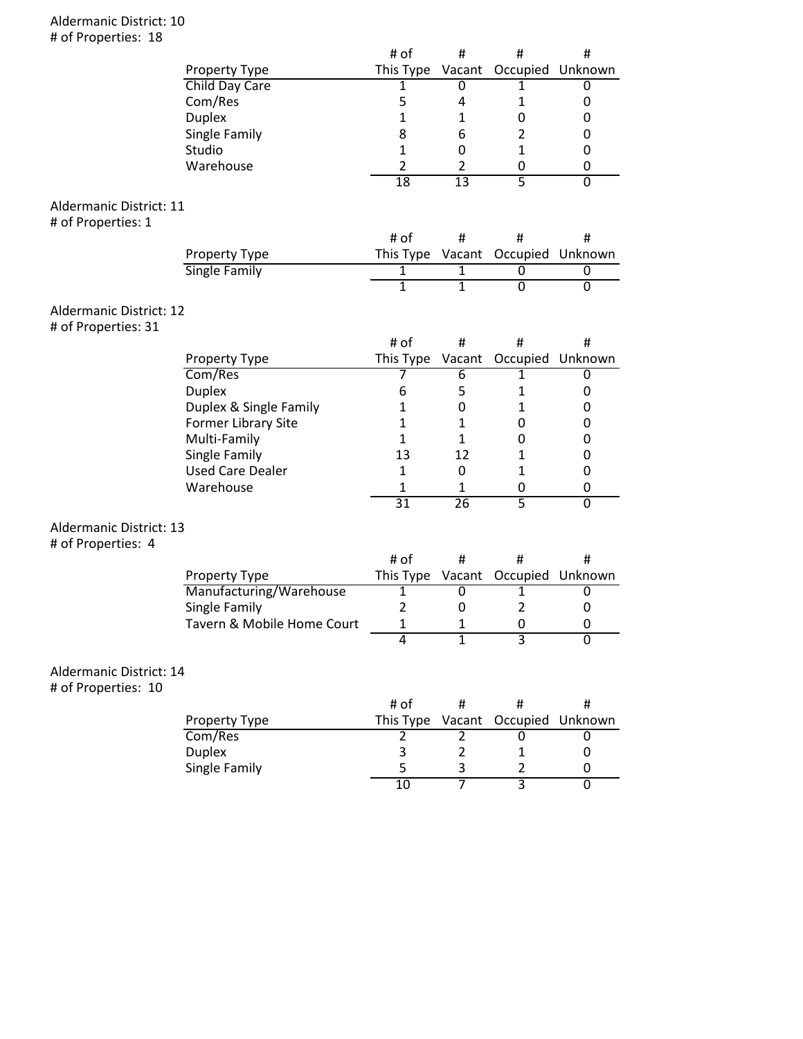Aldermanic District: 10
# of Properties: 18

| Property Type | # of This Type | # Vacant | # Occupied | # Unknown |
|---|---|---|---|---|
| Child Day Care | 1 | 0 | 1 | 0 |
| Com/Res | 5 | 4 | 1 | 0 |
| Duplex | 1 | 1 | 0 | 0 |
| Single Family | 8 | 6 | 2 | 0 |
| Studio | 1 | 0 | 1 | 0 |
| Warehouse | 2 | 2 | 0 | 0 |
| | 18 | 13 | 5 | 0 |

Aldermanic District: 11
# of Properties: 1

| Property Type | # of This Type | # Vacant | # Occupied | # Unknown |
|---|---|---|---|---|
| Single Family | 1 | 1 | 0 | 0 |
| | 1 | 1 | 0 | 0 |

Aldermanic District: 12
# of Properties: 31

| Property Type | # of This Type | # Vacant | # Occupied | # Unknown |
|---|---|---|---|---|
| Com/Res | 7 | 6 | 1 | 0 |
| Duplex | 6 | 5 | 1 | 0 |
| Duplex & Single Family | 1 | 0 | 1 | 0 |
| Former Library Site | 1 | 1 | 0 | 0 |
| Multi-Family | 1 | 1 | 0 | 0 |
| Single Family | 13 | 12 | 1 | 0 |
| Used Care Dealer | 1 | 0 | 1 | 0 |
| Warehouse | 1 | 1 | 0 | 0 |
| | 31 | 26 | 5 | 0 |

Aldermanic District: 13
# of Properties: 4

| Property Type | # of This Type | # Vacant | # Occupied | # Unknown |
|---|---|---|---|---|
| Manufacturing/Warehouse | 1 | 0 | 1 | 0 |
| Single Family | 2 | 0 | 2 | 0 |
| Tavern & Mobile Home Court | 1 | 1 | 0 | 0 |
| | 4 | 1 | 3 | 0 |

Aldermanic District: 14
# of Properties: 10

| Property Type | # of This Type | # Vacant | # Occupied | # Unknown |
|---|---|---|---|---|
| Com/Res | 2 | 2 | 0 | 0 |
| Duplex | 3 | 2 | 1 | 0 |
| Single Family | 5 | 3 | 2 | 0 |
| | 10 | 7 | 3 | 0 |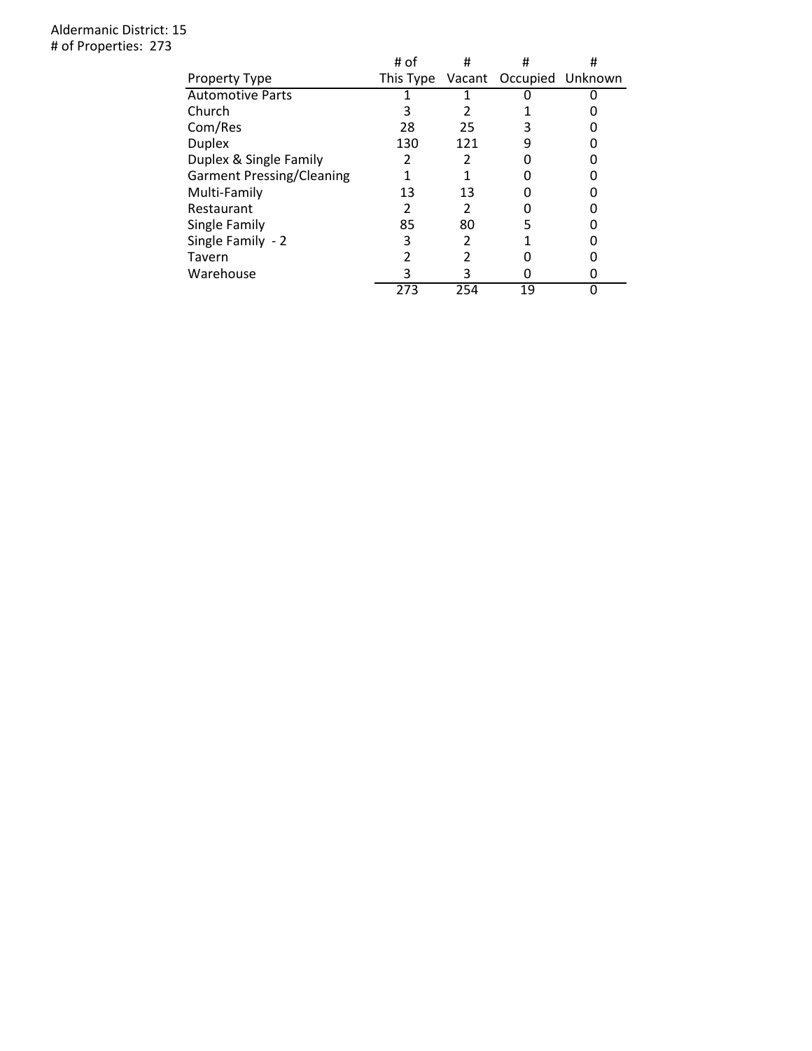Aldermanic District: 15
# of Properties: 273

| Property Type | # of This Type | # Vacant | # Occupied | # Unknown |
|---|---|---|---|---|
| Automotive Parts | 1 | 1 | 0 | 0 |
| Church | 3 | 2 | 1 | 0 |
| Com/Res | 28 | 25 | 3 | 0 |
| Duplex | 130 | 121 | 9 | 0 |
| Duplex & Single Family | 2 | 2 | 0 | 0 |
| Garment Pressing/Cleaning | 1 | 1 | 0 | 0 |
| Multi-Family | 13 | 13 | 0 | 0 |
| Restaurant | 2 | 2 | 0 | 0 |
| Single Family | 85 | 80 | 5 | 0 |
| Single Family - 2 | 3 | 2 | 1 | 0 |
| Tavern | 2 | 2 | 0 | 0 |
| Warehouse | 3 | 3 | 0 | 0 |
| | 273 | 254 | 19 | 0 |